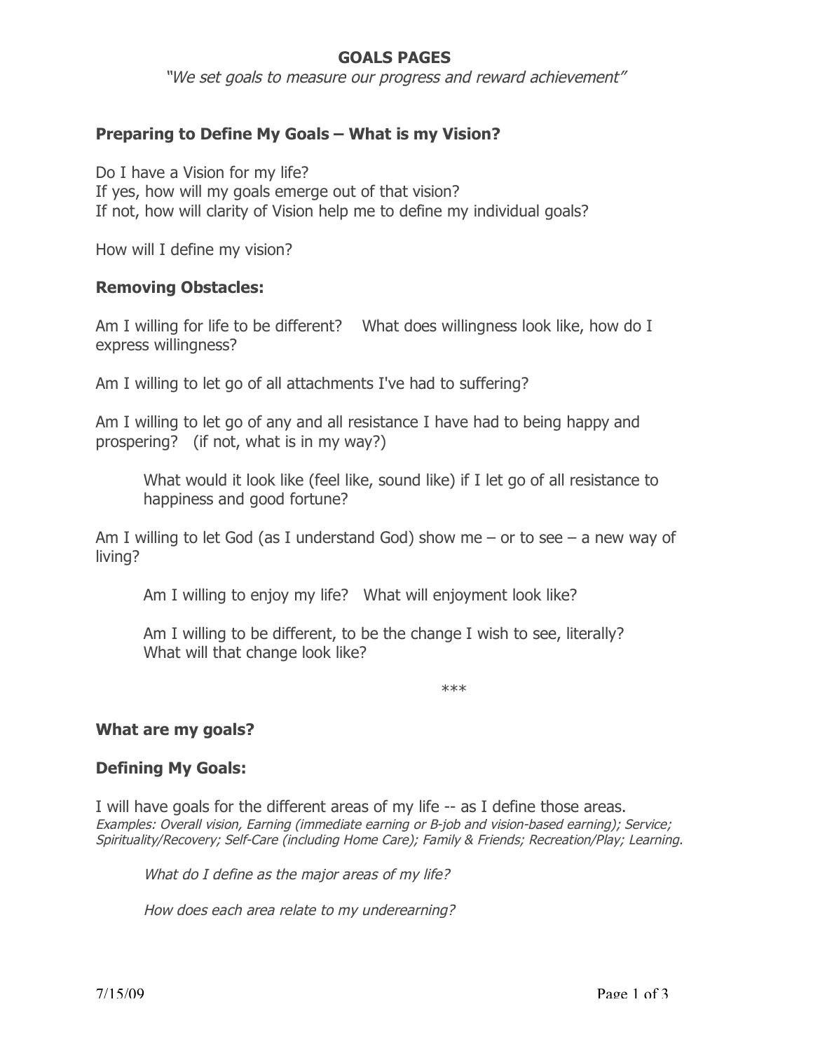# GOALS PAGES

*"We set goals to measure our progress and reward achievement"*

## Preparing to Define My Goals – What is my Vision?

Do I have a Vision for my life?
If yes, how will my goals emerge out of that vision?
If not, how will clarity of Vision help me to define my individual goals?

How will I define my vision?

## Removing Obstacles:

Am I willing for life to be different? What does willingness look like, how do I express willingness?

Am I willing to let go of all attachments I've had to suffering?

Am I willing to let go of any and all resistance I have had to being happy and prospering? (if not, what is in my way?)

> What would it look like (feel like, sound like) if I let go of all resistance to happiness and good fortune?

Am I willing to let God (as I understand God) show me – or to see – a new way of living?

> Am I willing to enjoy my life? What will enjoyment look like?
>
> Am I willing to be different, to be the change I wish to see, literally? What will that change look like?

***

## What are my goals?

## Defining My Goals:

I will have goals for the different areas of my life -- as I define those areas.
*Examples: Overall vision, Earning (immediate earning or B-job and vision-based earning); Service; Spirituality/Recovery; Self-Care (including Home Care); Family & Friends; Recreation/Play; Learning.*

> *What do I define as the major areas of my life?*
>
> *How does each area relate to my underearning?*

7/15/09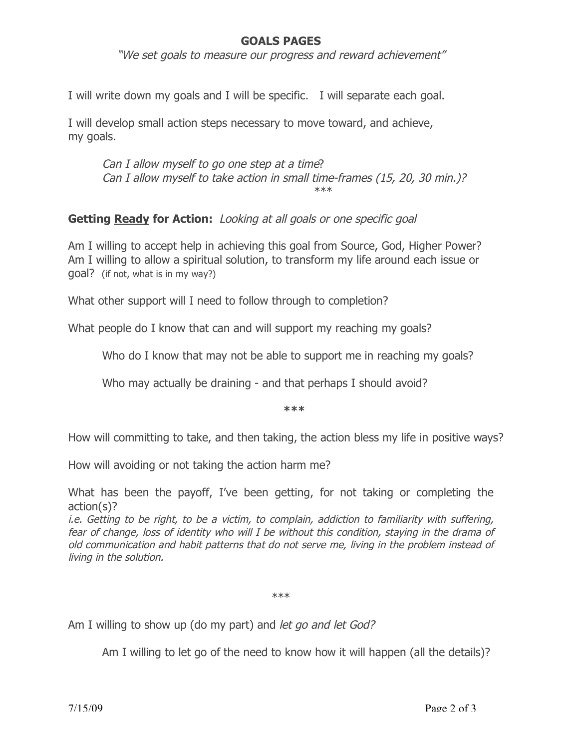## GOALS PAGES

*"We set goals to measure our progress and reward achievement"*

I will write down my goals and I will be specific.   I will separate each goal.

I will develop small action steps necessary to move toward, and achieve, my goals.

> *Can I allow myself to go one step at a time*?
> *Can I allow myself to take action in small time-frames (15, 20, 30 min.)?*

***

**Getting Ready for Action:** *Looking at all goals or one specific goal*

Am I willing to accept help in achieving this goal from Source, God, Higher Power?
Am I willing to allow a spiritual solution, to transform my life around each issue or goal? (if not, what is in my way?)

What other support will I need to follow through to completion?

What people do I know that can and will support my reaching my goals?

> Who do I know that may not be able to support me in reaching my goals?
>
> Who may actually be draining - and that perhaps I should avoid?

***

How will committing to take, and then taking, the action bless my life in positive ways?

How will avoiding or not taking the action harm me?

What has been the payoff, I've been getting, for not taking or completing the action(s)?
*i.e. Getting to be right, to be a victim, to complain, addiction to familiarity with suffering, fear of change, loss of identity who will I be without this condition, staying in the drama of old communication and habit patterns that do not serve me, living in the problem instead of living in the solution.*

***

Am I willing to show up (do my part) and *let go and let God?*

> Am I willing to let go of the need to know how it will happen (all the details)?

7/15/09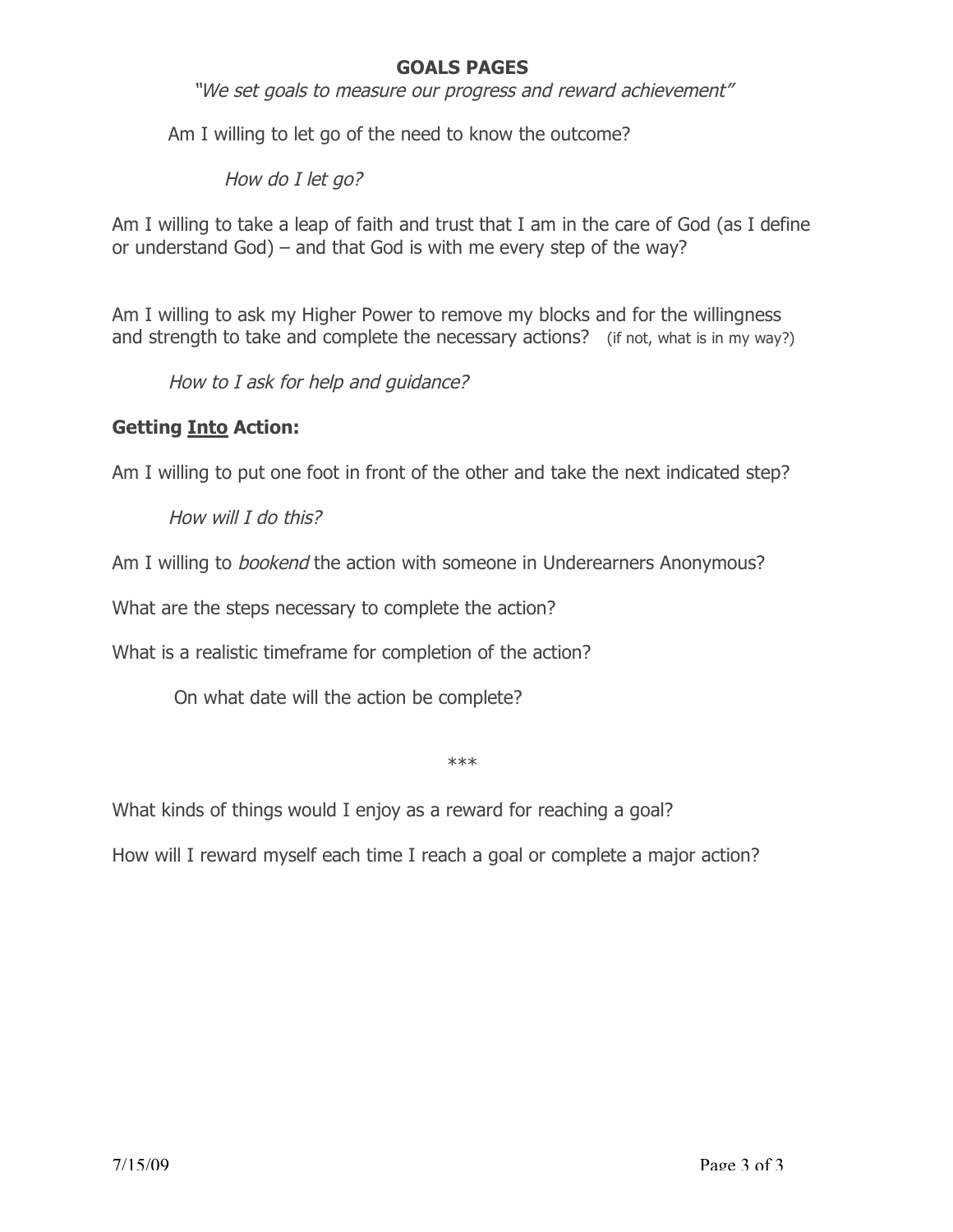## GOALS PAGES

*"We set goals to measure our progress and reward achievement"*

Am I willing to let go of the need to know the outcome?

*How do I let go?*

Am I willing to take a leap of faith and trust that I am in the care of God (as I define or understand God) – and that God is with me every step of the way?

Am I willing to ask my Higher Power to remove my blocks and for the willingness and strength to take and complete the necessary actions? (if not, what is in my way?)

*How to I ask for help and guidance?*

**Getting <u>Into</u> Action:**

Am I willing to put one foot in front of the other and take the next indicated step?

*How will I do this?*

Am I willing to *bookend* the action with someone in Underearners Anonymous?

What are the steps necessary to complete the action?

What is a realistic timeframe for completion of the action?

On what date will the action be complete?

***

What kinds of things would I enjoy as a reward for reaching a goal?

How will I reward myself each time I reach a goal or complete a major action?

7/15/09